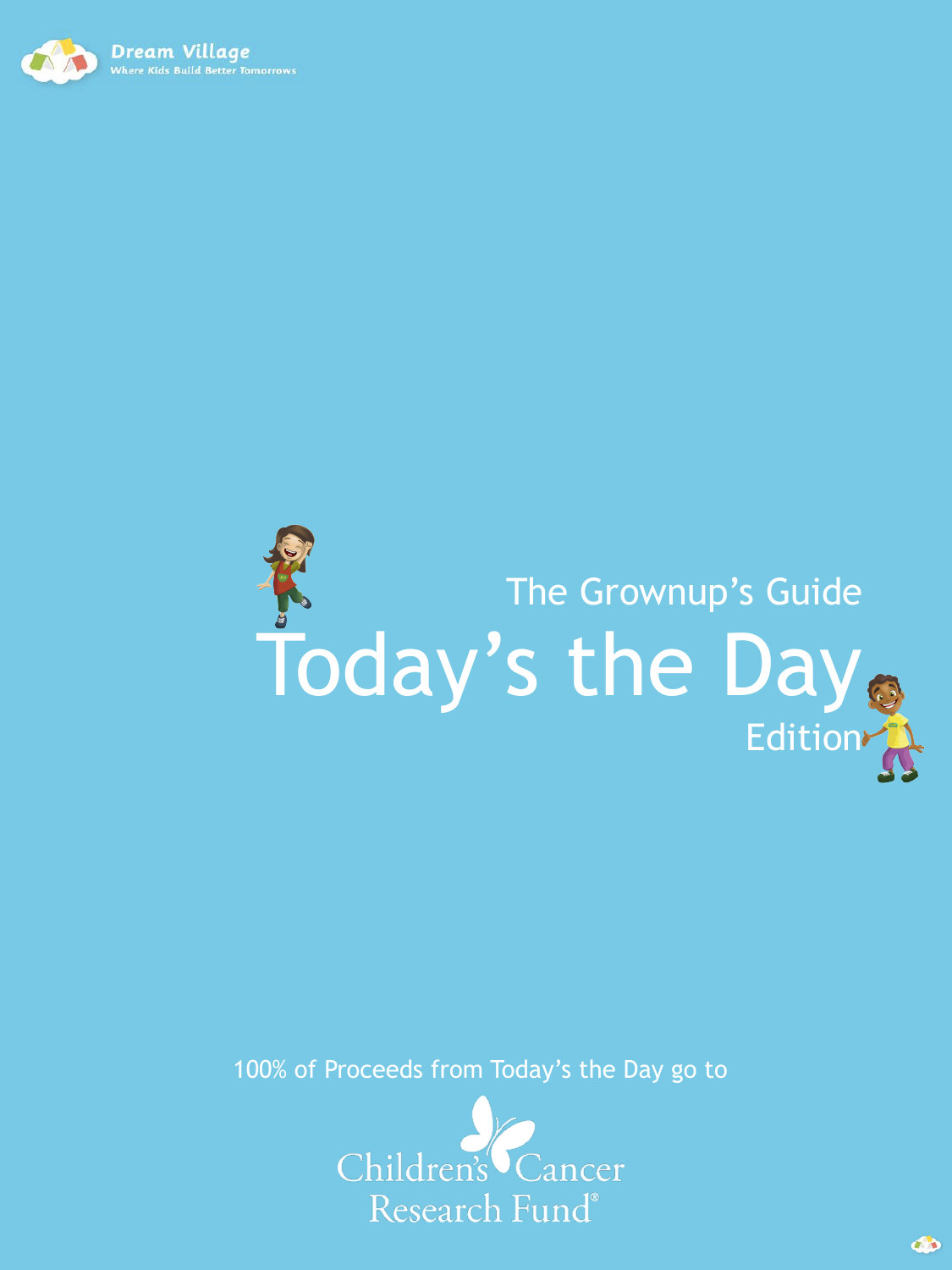Dream Village
Where Kids Build Better Tomorrows

The Grownup's Guide

# Today's the Day

Edition

100% of Proceeds from Today's the Day go to

Children's Cancer Research Fund®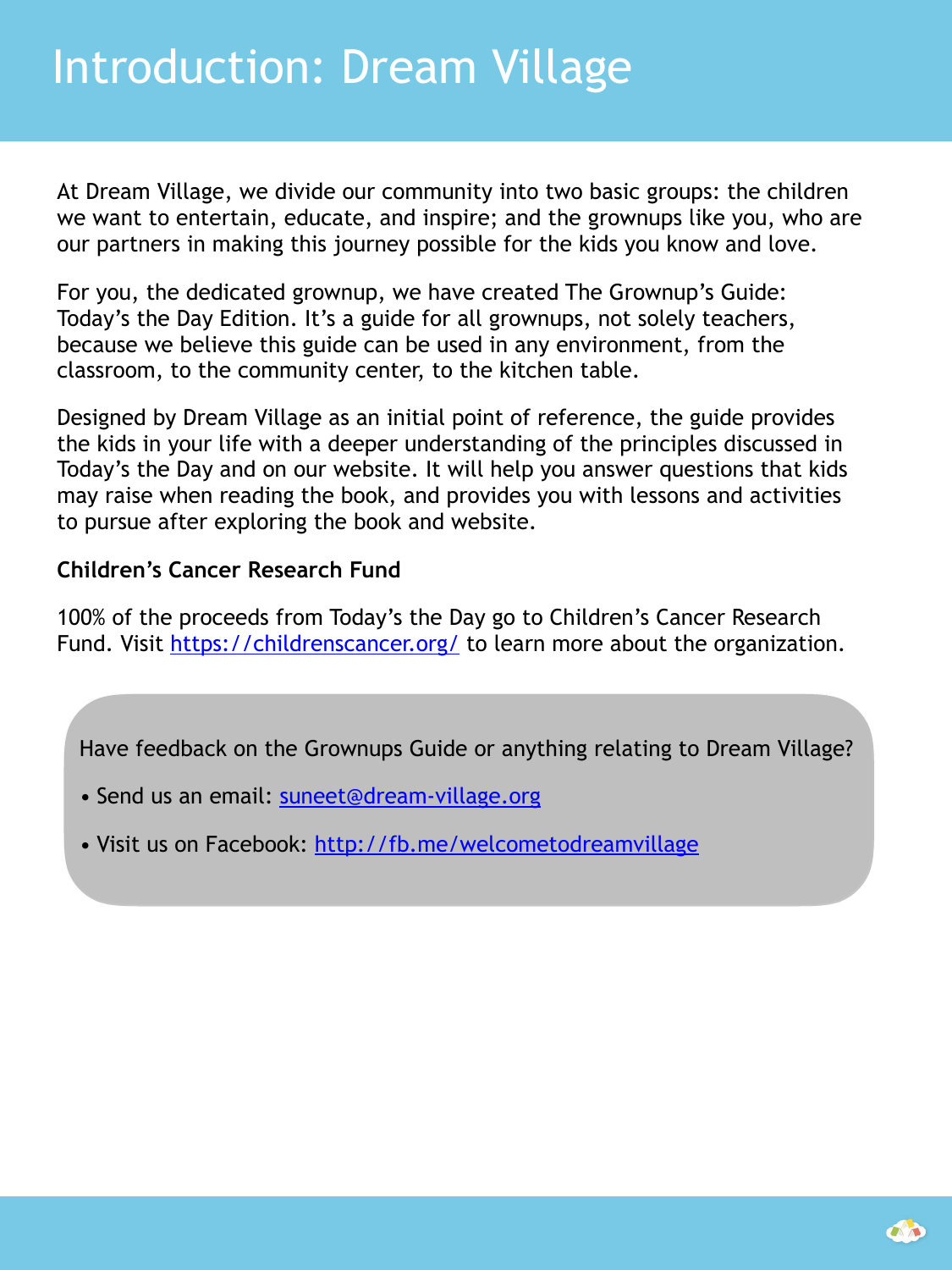# Introduction: Dream Village

At Dream Village, we divide our community into two basic groups: the children we want to entertain, educate, and inspire; and the grownups like you, who are our partners in making this journey possible for the kids you know and love.

For you, the dedicated grownup, we have created The Grownup's Guide: Today's the Day Edition. It's a guide for all grownups, not solely teachers, because we believe this guide can be used in any environment, from the classroom, to the community center, to the kitchen table.

Designed by Dream Village as an initial point of reference, the guide provides the kids in your life with a deeper understanding of the principles discussed in Today's the Day and on our website. It will help you answer questions that kids may raise when reading the book, and provides you with lessons and activities to pursue after exploring the book and website.

**Children's Cancer Research Fund**

100% of the proceeds from Today's the Day go to Children's Cancer Research Fund. Visit https://childrenscancer.org/ to learn more about the organization.

Have feedback on the Grownups Guide or anything relating to Dream Village?

- Send us an email: suneet@dream-village.org
- Visit us on Facebook: http://fb.me/welcometodreamvillage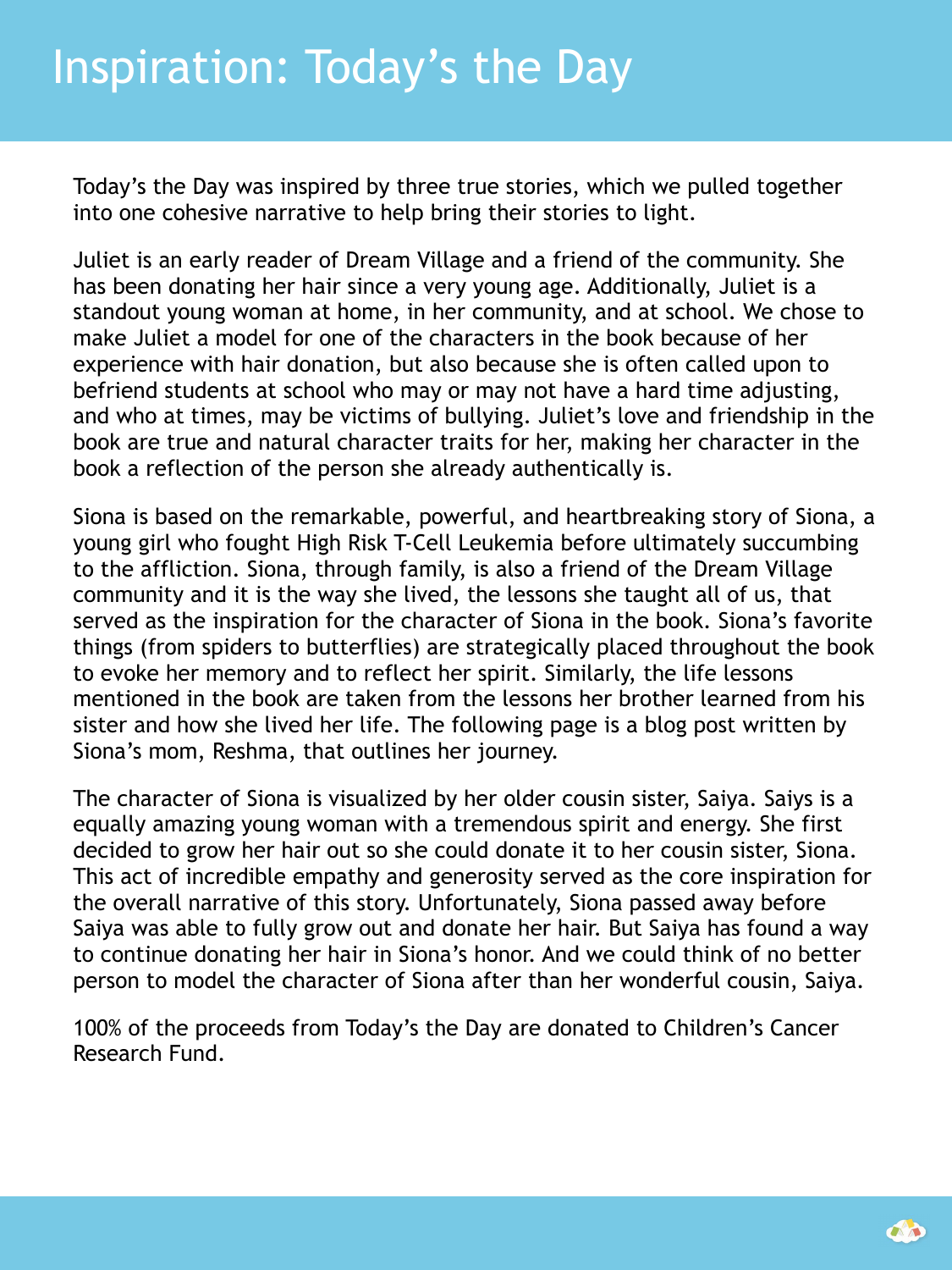# Inspiration: Today's the Day

Today's the Day was inspired by three true stories, which we pulled together into one cohesive narrative to help bring their stories to light.

Juliet is an early reader of Dream Village and a friend of the community. She has been donating her hair since a very young age. Additionally, Juliet is a standout young woman at home, in her community, and at school. We chose to make Juliet a model for one of the characters in the book because of her experience with hair donation, but also because she is often called upon to befriend students at school who may or may not have a hard time adjusting, and who at times, may be victims of bullying. Juliet's love and friendship in the book are true and natural character traits for her, making her character in the book a reflection of the person she already authentically is.

Siona is based on the remarkable, powerful, and heartbreaking story of Siona, a young girl who fought High Risk T-Cell Leukemia before ultimately succumbing to the affliction. Siona, through family, is also a friend of the Dream Village community and it is the way she lived, the lessons she taught all of us, that served as the inspiration for the character of Siona in the book. Siona's favorite things (from spiders to butterflies) are strategically placed throughout the book to evoke her memory and to reflect her spirit. Similarly, the life lessons mentioned in the book are taken from the lessons her brother learned from his sister and how she lived her life. The following page is a blog post written by Siona's mom, Reshma, that outlines her journey.

The character of Siona is visualized by her older cousin sister, Saiya. Saiys is a equally amazing young woman with a tremendous spirit and energy. She first decided to grow her hair out so she could donate it to her cousin sister, Siona. This act of incredible empathy and generosity served as the core inspiration for the overall narrative of this story. Unfortunately, Siona passed away before Saiya was able to fully grow out and donate her hair. But Saiya has found a way to continue donating her hair in Siona's honor. And we could think of no better person to model the character of Siona after than her wonderful cousin, Saiya.

100% of the proceeds from Today's the Day are donated to Children's Cancer Research Fund.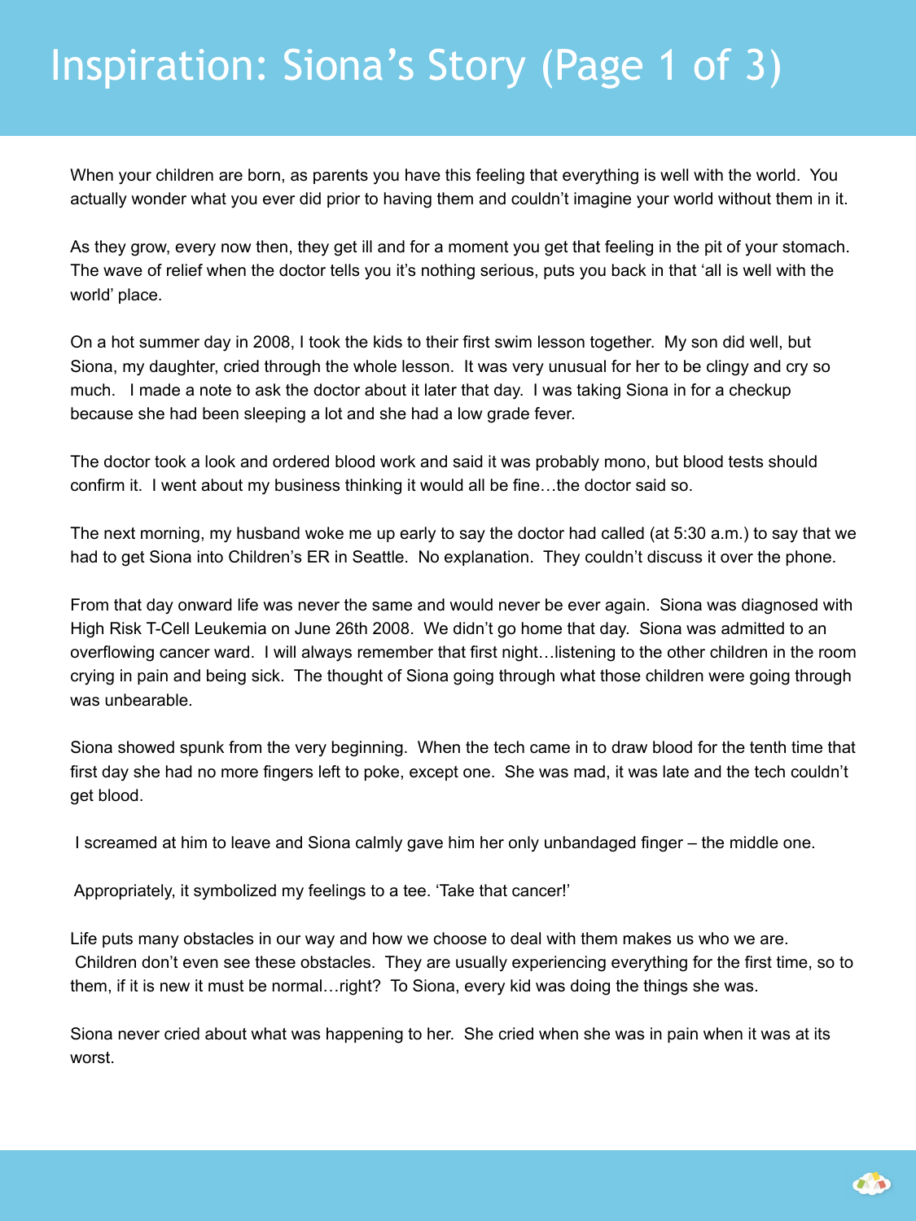# Inspiration: Siona's Story (Page 1 of 3)

When your children are born, as parents you have this feeling that everything is well with the world. You actually wonder what you ever did prior to having them and couldn't imagine your world without them in it.

As they grow, every now then, they get ill and for a moment you get that feeling in the pit of your stomach. The wave of relief when the doctor tells you it's nothing serious, puts you back in that 'all is well with the world' place.

On a hot summer day in 2008, I took the kids to their first swim lesson together. My son did well, but Siona, my daughter, cried through the whole lesson. It was very unusual for her to be clingy and cry so much. I made a note to ask the doctor about it later that day. I was taking Siona in for a checkup because she had been sleeping a lot and she had a low grade fever.

The doctor took a look and ordered blood work and said it was probably mono, but blood tests should confirm it. I went about my business thinking it would all be fine…the doctor said so.

The next morning, my husband woke me up early to say the doctor had called (at 5:30 a.m.) to say that we had to get Siona into Children's ER in Seattle. No explanation. They couldn't discuss it over the phone.

From that day onward life was never the same and would never be ever again. Siona was diagnosed with High Risk T-Cell Leukemia on June 26th 2008. We didn't go home that day. Siona was admitted to an overflowing cancer ward. I will always remember that first night…listening to the other children in the room crying in pain and being sick. The thought of Siona going through what those children were going through was unbearable.

Siona showed spunk from the very beginning. When the tech came in to draw blood for the tenth time that first day she had no more fingers left to poke, except one. She was mad, it was late and the tech couldn't get blood.

I screamed at him to leave and Siona calmly gave him her only unbandaged finger – the middle one.

Appropriately, it symbolized my feelings to a tee. 'Take that cancer!'

Life puts many obstacles in our way and how we choose to deal with them makes us who we are. Children don't even see these obstacles. They are usually experiencing everything for the first time, so to them, if it is new it must be normal…right? To Siona, every kid was doing the things she was.

Siona never cried about what was happening to her. She cried when she was in pain when it was at its worst.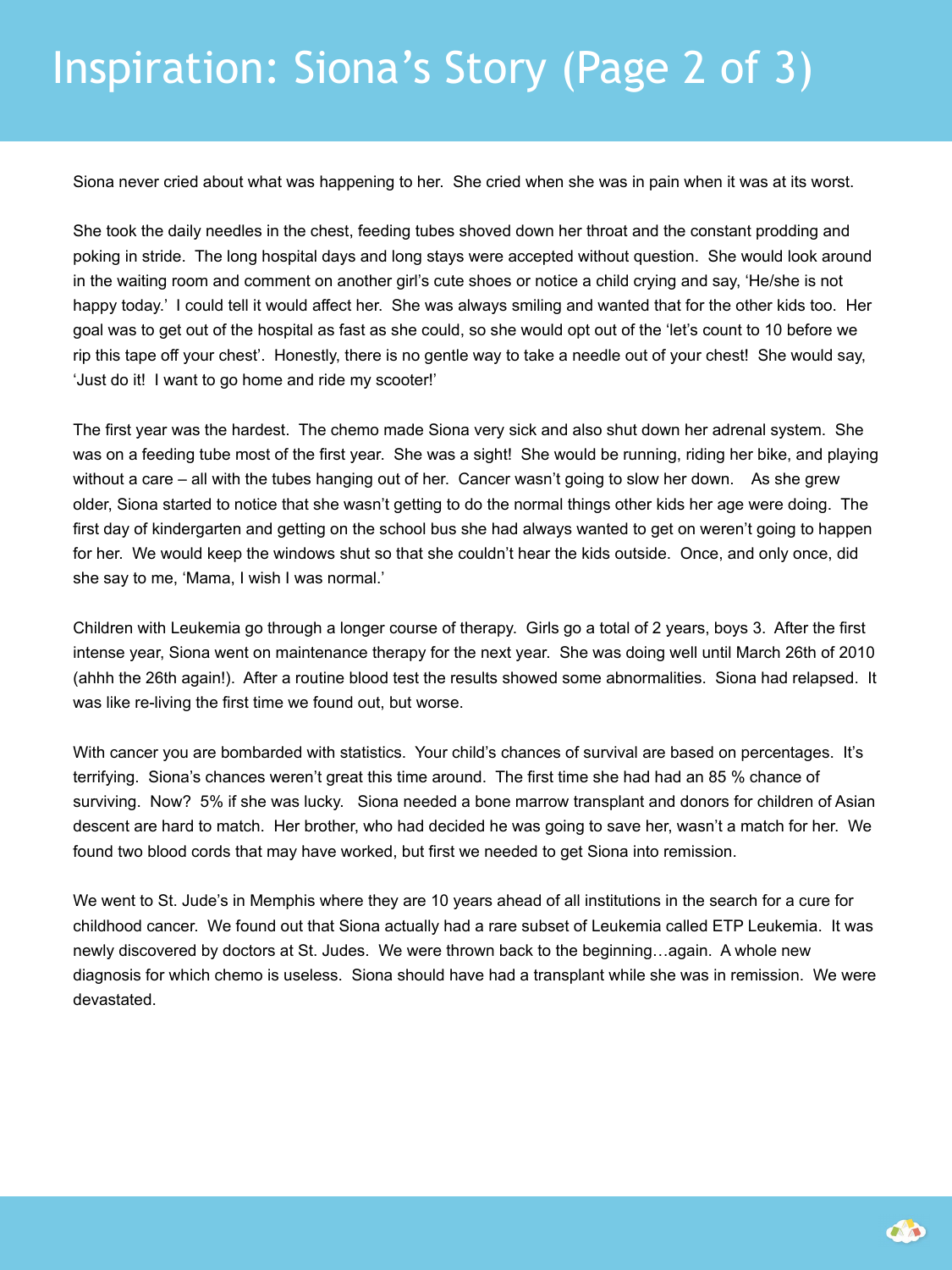# Inspiration: Siona's Story (Page 2 of 3)

Siona never cried about what was happening to her. She cried when she was in pain when it was at its worst.

She took the daily needles in the chest, feeding tubes shoved down her throat and the constant prodding and poking in stride. The long hospital days and long stays were accepted without question. She would look around in the waiting room and comment on another girl's cute shoes or notice a child crying and say, 'He/she is not happy today.' I could tell it would affect her. She was always smiling and wanted that for the other kids too. Her goal was to get out of the hospital as fast as she could, so she would opt out of the 'let's count to 10 before we rip this tape off your chest'. Honestly, there is no gentle way to take a needle out of your chest! She would say, 'Just do it! I want to go home and ride my scooter!'

The first year was the hardest. The chemo made Siona very sick and also shut down her adrenal system. She was on a feeding tube most of the first year. She was a sight! She would be running, riding her bike, and playing without a care – all with the tubes hanging out of her. Cancer wasn't going to slow her down. As she grew older, Siona started to notice that she wasn't getting to do the normal things other kids her age were doing. The first day of kindergarten and getting on the school bus she had always wanted to get on weren't going to happen for her. We would keep the windows shut so that she couldn't hear the kids outside. Once, and only once, did she say to me, 'Mama, I wish I was normal.'

Children with Leukemia go through a longer course of therapy. Girls go a total of 2 years, boys 3. After the first intense year, Siona went on maintenance therapy for the next year. She was doing well until March 26th of 2010 (ahhh the 26th again!). After a routine blood test the results showed some abnormalities. Siona had relapsed. It was like re-living the first time we found out, but worse.

With cancer you are bombarded with statistics. Your child's chances of survival are based on percentages. It's terrifying. Siona's chances weren't great this time around. The first time she had had an 85 % chance of surviving. Now? 5% if she was lucky. Siona needed a bone marrow transplant and donors for children of Asian descent are hard to match. Her brother, who had decided he was going to save her, wasn't a match for her. We found two blood cords that may have worked, but first we needed to get Siona into remission.

We went to St. Jude's in Memphis where they are 10 years ahead of all institutions in the search for a cure for childhood cancer. We found out that Siona actually had a rare subset of Leukemia called ETP Leukemia. It was newly discovered by doctors at St. Judes. We were thrown back to the beginning…again. A whole new diagnosis for which chemo is useless. Siona should have had a transplant while she was in remission. We were devastated.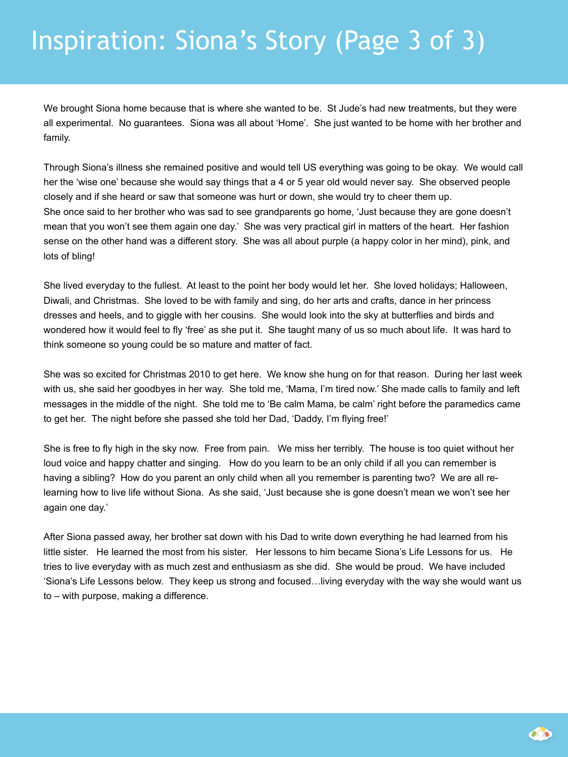# Inspiration: Siona's Story (Page 3 of 3)

We brought Siona home because that is where she wanted to be. St Jude's had new treatments, but they were all experimental. No guarantees. Siona was all about 'Home'. She just wanted to be home with her brother and family.

Through Siona's illness she remained positive and would tell US everything was going to be okay. We would call her the 'wise one' because she would say things that a 4 or 5 year old would never say. She observed people closely and if she heard or saw that someone was hurt or down, she would try to cheer them up. She once said to her brother who was sad to see grandparents go home, 'Just because they are gone doesn't mean that you won't see them again one day.' She was very practical girl in matters of the heart. Her fashion sense on the other hand was a different story. She was all about purple (a happy color in her mind), pink, and lots of bling!

She lived everyday to the fullest. At least to the point her body would let her. She loved holidays; Halloween, Diwali, and Christmas. She loved to be with family and sing, do her arts and crafts, dance in her princess dresses and heels, and to giggle with her cousins. She would look into the sky at butterflies and birds and wondered how it would feel to fly 'free' as she put it. She taught many of us so much about life. It was hard to think someone so young could be so mature and matter of fact.

She was so excited for Christmas 2010 to get here. We know she hung on for that reason. During her last week with us, she said her goodbyes in her way. She told me, 'Mama, I'm tired now.' She made calls to family and left messages in the middle of the night. She told me to 'Be calm Mama, be calm' right before the paramedics came to get her. The night before she passed she told her Dad, 'Daddy, I'm flying free!'

She is free to fly high in the sky now. Free from pain. We miss her terribly. The house is too quiet without her loud voice and happy chatter and singing. How do you learn to be an only child if all you can remember is having a sibling? How do you parent an only child when all you remember is parenting two? We are all re-learning how to live life without Siona. As she said, 'Just because she is gone doesn't mean we won't see her again one day.'

After Siona passed away, her brother sat down with his Dad to write down everything he had learned from his little sister. He learned the most from his sister. Her lessons to him became Siona's Life Lessons for us. He tries to live everyday with as much zest and enthusiasm as she did. She would be proud. We have included 'Siona's Life Lessons below. They keep us strong and focused…living everyday with the way she would want us to – with purpose, making a difference.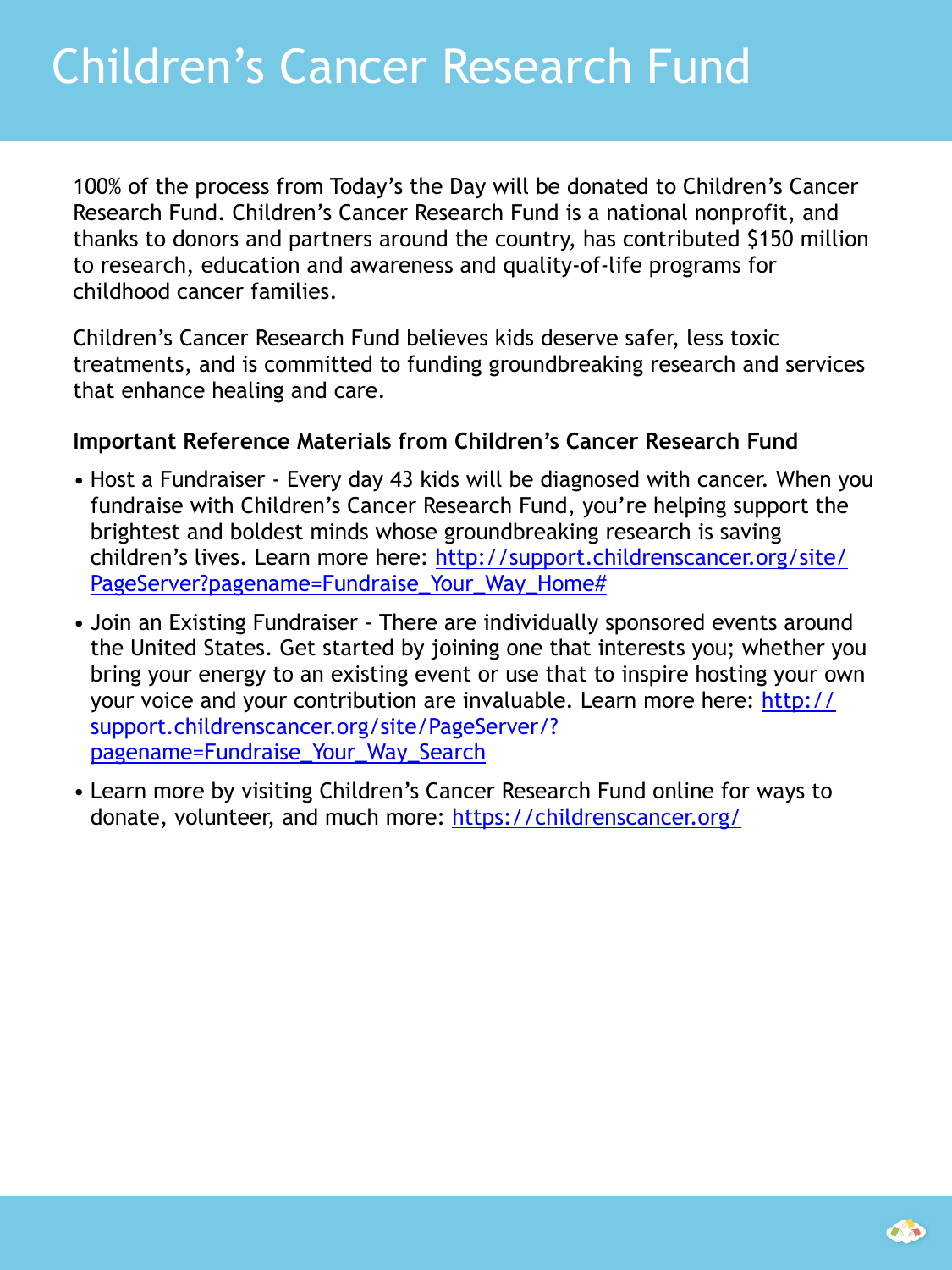# Children's Cancer Research Fund

100% of the process from Today's the Day will be donated to Children's Cancer Research Fund. Children's Cancer Research Fund is a national nonprofit, and thanks to donors and partners around the country, has contributed $150 million to research, education and awareness and quality-of-life programs for childhood cancer families.

Children's Cancer Research Fund believes kids deserve safer, less toxic treatments, and is committed to funding groundbreaking research and services that enhance healing and care.

**Important Reference Materials from Children's Cancer Research Fund**

- Host a Fundraiser - Every day 43 kids will be diagnosed with cancer. When you fundraise with Children's Cancer Research Fund, you're helping support the brightest and boldest minds whose groundbreaking research is saving children's lives. Learn more here: http://support.childrenscancer.org/site/PageServer?pagename=Fundraise_Your_Way_Home#
- Join an Existing Fundraiser - There are individually sponsored events around the United States. Get started by joining one that interests you; whether you bring your energy to an existing event or use that to inspire hosting your own your voice and your contribution are invaluable. Learn more here: http://support.childrenscancer.org/site/PageServer/?pagename=Fundraise_Your_Way_Search
- Learn more by visiting Children's Cancer Research Fund online for ways to donate, volunteer, and much more: https://childrenscancer.org/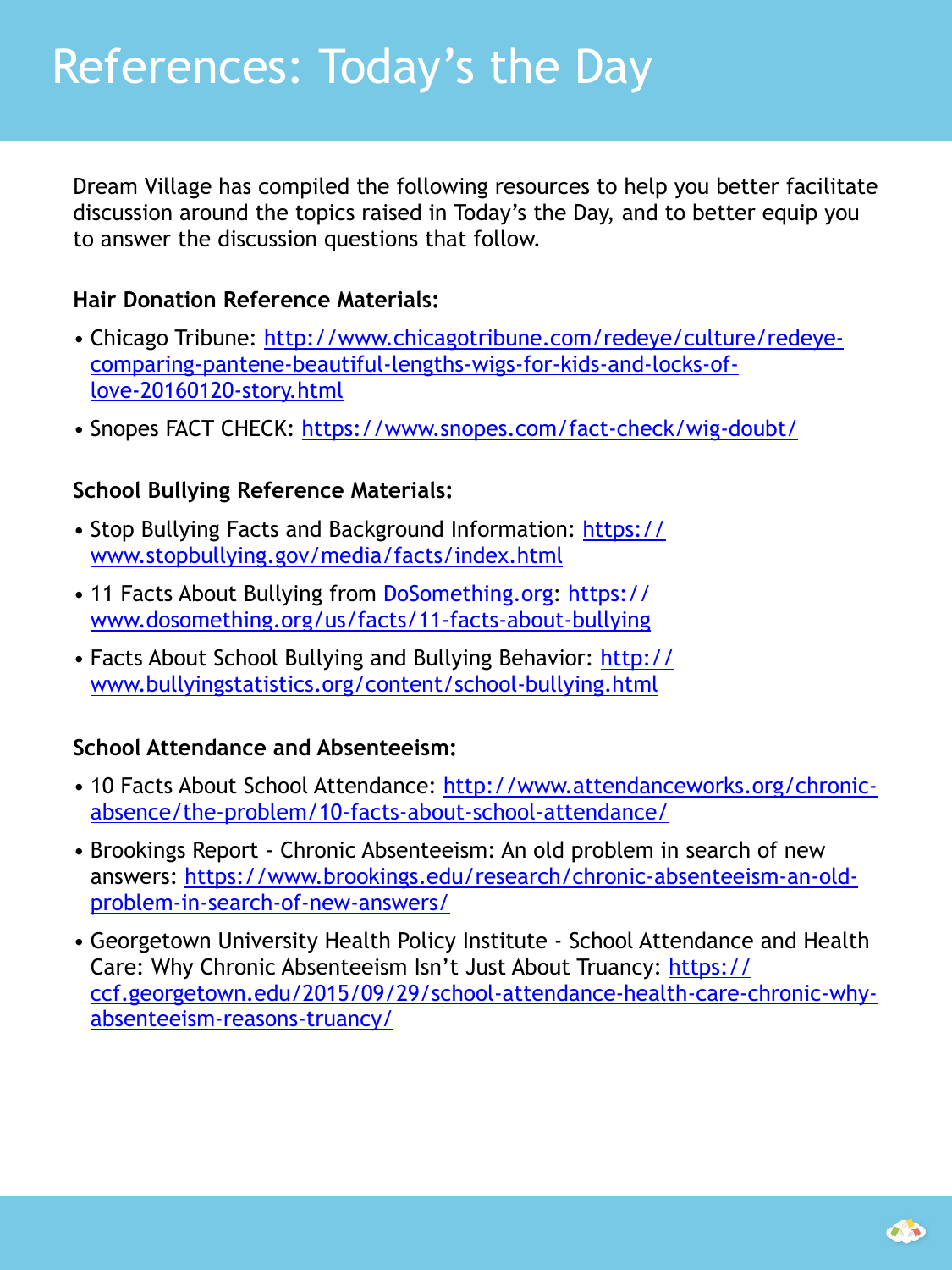# References: Today's the Day

Dream Village has compiled the following resources to help you better facilitate discussion around the topics raised in Today's the Day, and to better equip you to answer the discussion questions that follow.

**Hair Donation Reference Materials:**

- Chicago Tribune: http://www.chicagotribune.com/redeye/culture/redeye-comparing-pantene-beautiful-lengths-wigs-for-kids-and-locks-of-love-20160120-story.html
- Snopes FACT CHECK: https://www.snopes.com/fact-check/wig-doubt/

**School Bullying Reference Materials:**

- Stop Bullying Facts and Background Information: https://www.stopbullying.gov/media/facts/index.html
- 11 Facts About Bullying from DoSomething.org: https://www.dosomething.org/us/facts/11-facts-about-bullying
- Facts About School Bullying and Bullying Behavior: http://www.bullyingstatistics.org/content/school-bullying.html

**School Attendance and Absenteeism:**

- 10 Facts About School Attendance: http://www.attendanceworks.org/chronic-absence/the-problem/10-facts-about-school-attendance/
- Brookings Report - Chronic Absenteeism: An old problem in search of new answers: https://www.brookings.edu/research/chronic-absenteeism-an-old-problem-in-search-of-new-answers/
- Georgetown University Health Policy Institute - School Attendance and Health Care: Why Chronic Absenteeism Isn't Just About Truancy: https://ccf.georgetown.edu/2015/09/29/school-attendance-health-care-chronic-why-absenteeism-reasons-truancy/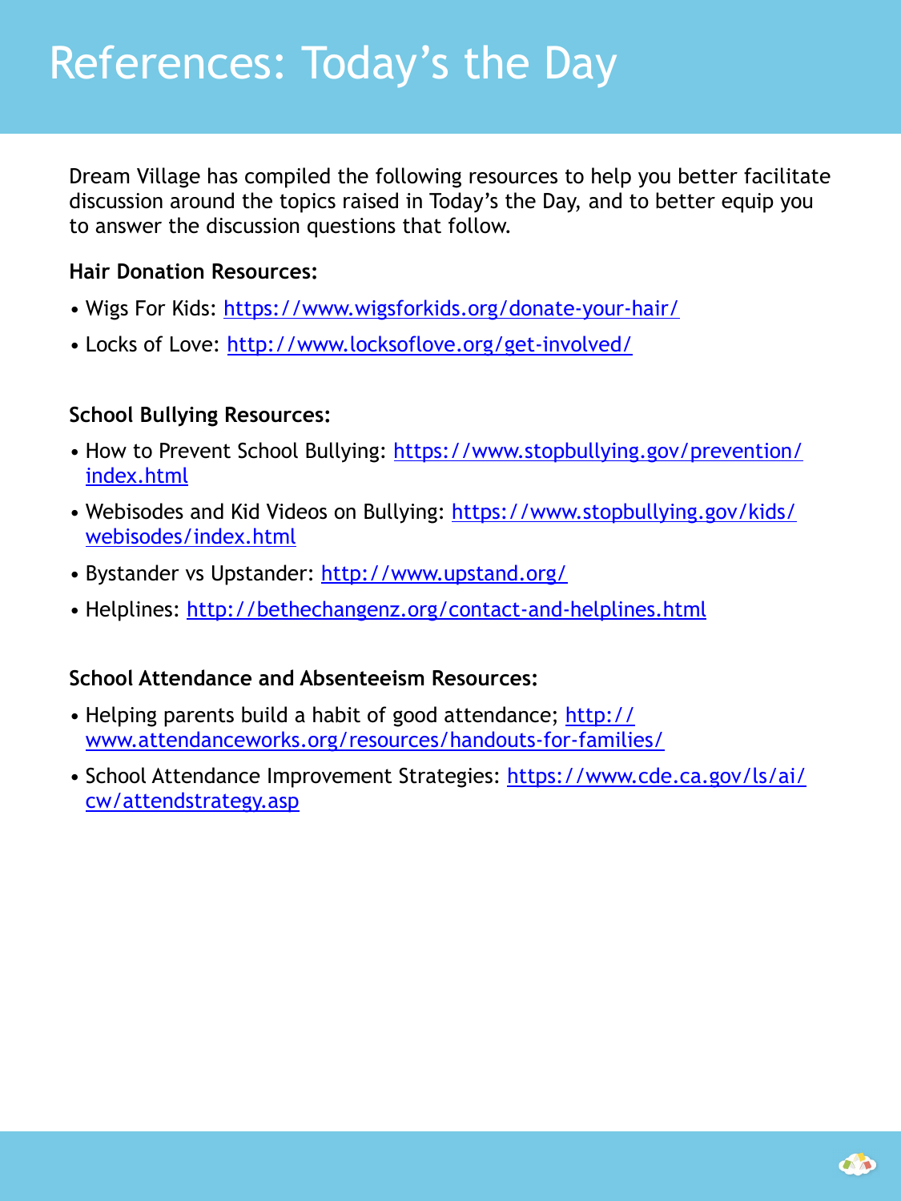# References: Today's the Day

Dream Village has compiled the following resources to help you better facilitate discussion around the topics raised in Today's the Day, and to better equip you to answer the discussion questions that follow.

**Hair Donation Resources:**

- Wigs For Kids: https://www.wigsforkids.org/donate-your-hair/
- Locks of Love: http://www.locksoflove.org/get-involved/

**School Bullying Resources:**

- How to Prevent School Bullying: https://www.stopbullying.gov/prevention/index.html
- Webisodes and Kid Videos on Bullying: https://www.stopbullying.gov/kids/webisodes/index.html
- Bystander vs Upstander: http://www.upstand.org/
- Helplines: http://bethechangenz.org/contact-and-helplines.html

**School Attendance and Absenteeism Resources:**

- Helping parents build a habit of good attendance; http://www.attendanceworks.org/resources/handouts-for-families/
- School Attendance Improvement Strategies: https://www.cde.ca.gov/ls/ai/cw/attendstrategy.asp